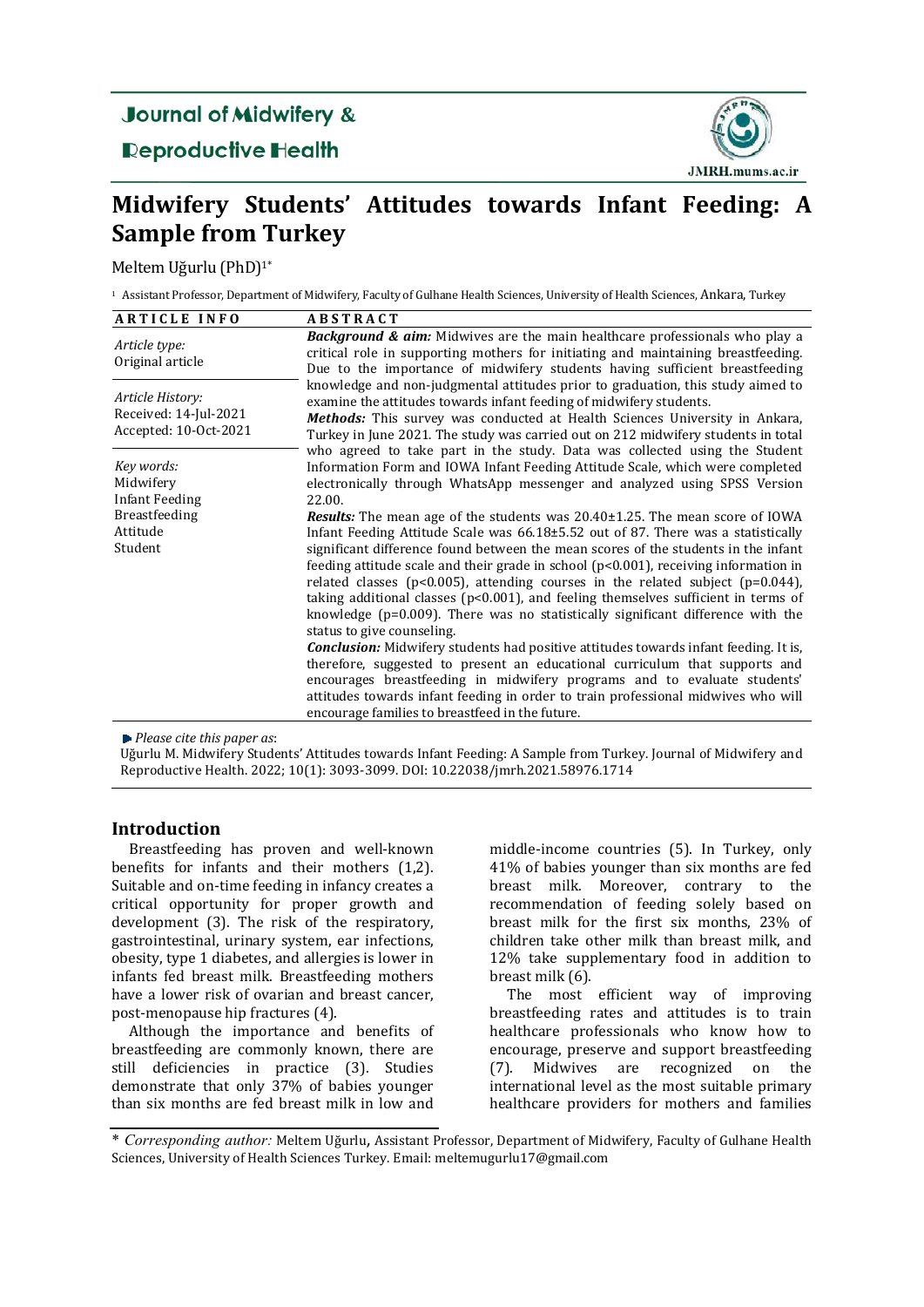# Midwifery Students' Attitudes towards Infant Feeding: A Sample from Turkey

Meltem Uğurlu (PhD)[1*]

[1] Assistant Professor, Department of Midwifery, Faculty of Gulhane Health Sciences, University of Health Sciences, Ankara, Turkey

| ARTICLE INFO | ABSTRACT |
|---|---|
| *Article type:* Original article<br><br>*Article History:* Received: 14-Jul-2021 Accepted: 10-Oct-2021<br><br>*Key words:* Midwifery, Infant Feeding, Breastfeeding, Attitude, Student | ***Background & aim:*** Midwives are the main healthcare professionals who play a critical role in supporting mothers for initiating and maintaining breastfeeding. Due to the importance of midwifery students having sufficient breastfeeding knowledge and non-judgmental attitudes prior to graduation, this study aimed to examine the attitudes towards infant feeding of midwifery students.<br>***Methods:*** This survey was conducted at Health Sciences University in Ankara, Turkey in June 2021. The study was carried out on 212 midwifery students in total who agreed to take part in the study. Data was collected using the Student Information Form and IOWA Infant Feeding Attitude Scale, which were completed electronically through WhatsApp messenger and analyzed using SPSS Version 22.00.<br>***Results:*** The mean age of the students was 20.40±1.25. The mean score of IOWA Infant Feeding Attitude Scale was 66.18±5.52 out of 87. There was a statistically significant difference found between the mean scores of the students in the infant feeding attitude scale and their grade in school ($p<0.001$), receiving information in related classes ($p<0.005$), attending courses in the related subject ($p=0.044$), taking additional classes ($p<0.001$), and feeling themselves sufficient in terms of knowledge ($p=0.009$). There was no statistically significant difference with the status to give counseling.<br>***Conclusion:*** Midwifery students had positive attitudes towards infant feeding. It is, therefore, suggested to present an educational curriculum that supports and encourages breastfeeding in midwifery programs and to evaluate students' attitudes towards infant feeding in order to train professional midwives who will encourage families to breastfeed in the future. |

*Please cite this paper as*:
Uğurlu M. Midwifery Students' Attitudes towards Infant Feeding: A Sample from Turkey. Journal of Midwifery and Reproductive Health. 2022; 10(1): 3093-3099. DOI: 10.22038/jmrh.2021.58976.1714

## Introduction

Breastfeeding has proven and well-known benefits for infants and their mothers (1,2). Suitable and on-time feeding in infancy creates a critical opportunity for proper growth and development (3). The risk of the respiratory, gastrointestinal, urinary system, ear infections, obesity, type 1 diabetes, and allergies is lower in infants fed breast milk. Breastfeeding mothers have a lower risk of ovarian and breast cancer, post-menopause hip fractures (4).

Although the importance and benefits of breastfeeding are commonly known, there are still deficiencies in practice (3). Studies demonstrate that only 37% of babies younger than six months are fed breast milk in low and middle-income countries (5). In Turkey, only 41% of babies younger than six months are fed breast milk. Moreover, contrary to the recommendation of feeding solely based on breast milk for the first six months, 23% of children take other milk than breast milk, and 12% take supplementary food in addition to breast milk (6).

The most efficient way of improving breastfeeding rates and attitudes is to train healthcare professionals who know how to encourage, preserve and support breastfeeding (7). Midwives are recognized on the international level as the most suitable primary healthcare providers for mothers and families

\* *Corresponding author:* Meltem Uğurlu, Assistant Professor, Department of Midwifery, Faculty of Gulhane Health Sciences, University of Health Sciences Turkey. Email: meltemugurlu17@gmail.com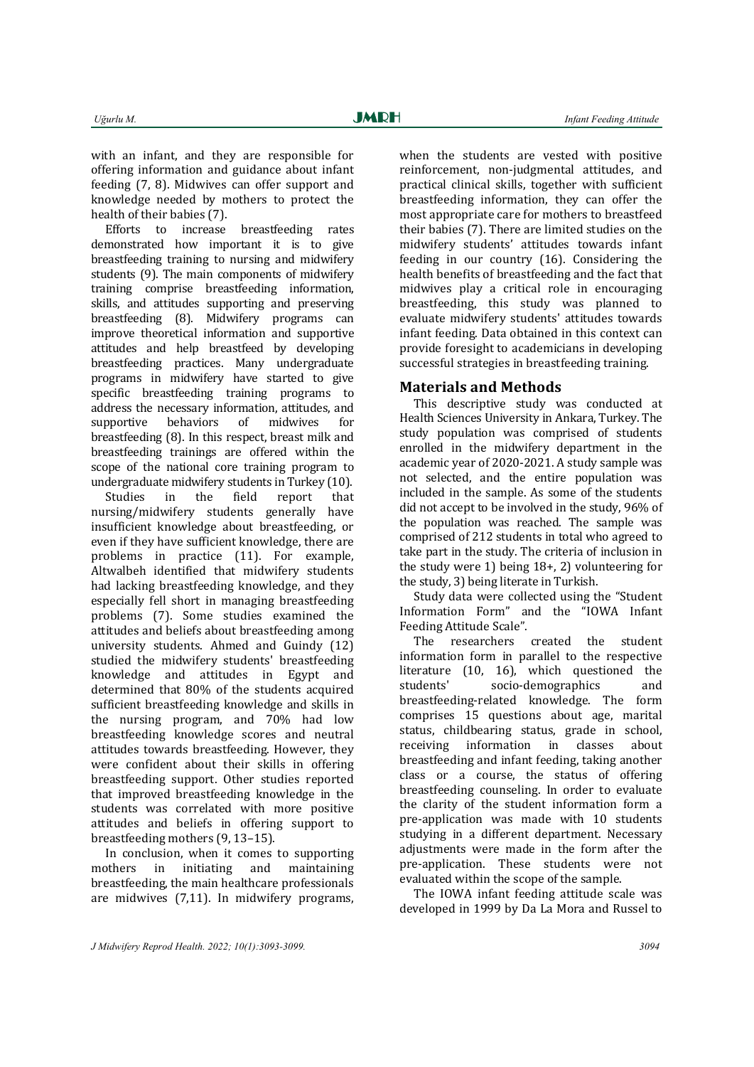with an infant, and they are responsible for offering information and guidance about infant feeding (7, 8). Midwives can offer support and knowledge needed by mothers to protect the health of their babies (7).

Efforts to increase breastfeeding rates demonstrated how important it is to give breastfeeding training to nursing and midwifery students (9). The main components of midwifery training comprise breastfeeding information, skills, and attitudes supporting and preserving breastfeeding (8). Midwifery programs can improve theoretical information and supportive attitudes and help breastfeed by developing breastfeeding practices. Many undergraduate programs in midwifery have started to give specific breastfeeding training programs to address the necessary information, attitudes, and supportive behaviors of midwives for breastfeeding (8). In this respect, breast milk and breastfeeding trainings are offered within the scope of the national core training program to undergraduate midwifery students in Turkey (10).

Studies in the field report that nursing/midwifery students generally have insufficient knowledge about breastfeeding, or even if they have sufficient knowledge, there are problems in practice (11). For example, Altwalbeh identified that midwifery students had lacking breastfeeding knowledge, and they especially fell short in managing breastfeeding problems (7). Some studies examined the attitudes and beliefs about breastfeeding among university students. Ahmed and Guindy (12) studied the midwifery students' breastfeeding knowledge and attitudes in Egypt and determined that 80% of the students acquired sufficient breastfeeding knowledge and skills in the nursing program, and 70% had low breastfeeding knowledge scores and neutral attitudes towards breastfeeding. However, they were confident about their skills in offering breastfeeding support. Other studies reported that improved breastfeeding knowledge in the students was correlated with more positive attitudes and beliefs in offering support to breastfeeding mothers (9, 13–15).

In conclusion, when it comes to supporting mothers in initiating and maintaining breastfeeding, the main healthcare professionals are midwives (7,11). In midwifery programs, when the students are vested with positive reinforcement, non-judgmental attitudes, and practical clinical skills, together with sufficient breastfeeding information, they can offer the most appropriate care for mothers to breastfeed their babies (7). There are limited studies on the midwifery students' attitudes towards infant feeding in our country (16). Considering the health benefits of breastfeeding and the fact that midwives play a critical role in encouraging breastfeeding, this study was planned to evaluate midwifery students' attitudes towards infant feeding. Data obtained in this context can provide foresight to academicians in developing successful strategies in breastfeeding training.

## Materials and Methods

This descriptive study was conducted at Health Sciences University in Ankara, Turkey. The study population was comprised of students enrolled in the midwifery department in the academic year of 2020-2021. A study sample was not selected, and the entire population was included in the sample. As some of the students did not accept to be involved in the study, 96% of the population was reached. The sample was comprised of 212 students in total who agreed to take part in the study. The criteria of inclusion in the study were 1) being 18+, 2) volunteering for the study, 3) being literate in Turkish.

Study data were collected using the "Student Information Form" and the "IOWA Infant Feeding Attitude Scale".

The researchers created the student information form in parallel to the respective literature (10, 16), which questioned the students' socio-demographics and breastfeeding-related knowledge. The form comprises 15 questions about age, marital status, childbearing status, grade in school, receiving information in classes about breastfeeding and infant feeding, taking another class or a course, the status of offering breastfeeding counseling. In order to evaluate the clarity of the student information form a pre-application was made with 10 students studying in a different department. Necessary adjustments were made in the form after the pre-application. These students were not evaluated within the scope of the sample.

The IOWA infant feeding attitude scale was developed in 1999 by Da La Mora and Russel to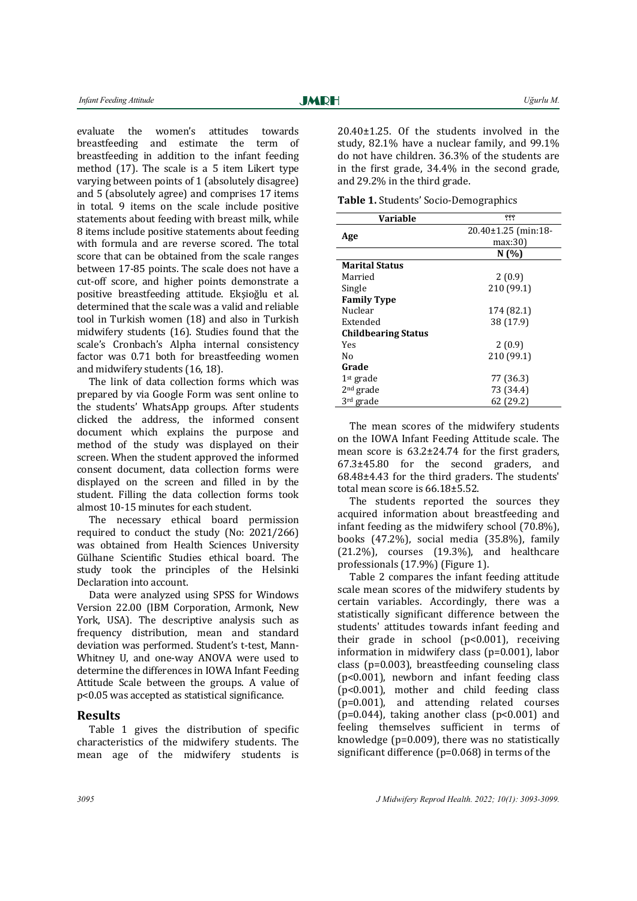evaluate the women's attitudes towards breastfeeding and estimate the term of breastfeeding in addition to the infant feeding method (17). The scale is a 5 item Likert type varying between points of 1 (absolutely disagree) and 5 (absolutely agree) and comprises 17 items in total. 9 items on the scale include positive statements about feeding with breast milk, while 8 items include positive statements about feeding with formula and are reverse scored. The total score that can be obtained from the scale ranges between 17-85 points. The scale does not have a cut-off score, and higher points demonstrate a positive breastfeeding attitude. Ekşioğlu et al. determined that the scale was a valid and reliable tool in Turkish women (18) and also in Turkish midwifery students (16). Studies found that the scale's Cronbach's Alpha internal consistency factor was 0.71 both for breastfeeding women and midwifery students (16, 18).

The link of data collection forms which was prepared by via Google Form was sent online to the students' WhatsApp groups. After students clicked the address, the informed consent document which explains the purpose and method of the study was displayed on their screen. When the student approved the informed consent document, data collection forms were displayed on the screen and filled in by the student. Filling the data collection forms took almost 10-15 minutes for each student.

The necessary ethical board permission required to conduct the study (No: 2021/266) was obtained from Health Sciences University Gülhane Scientific Studies ethical board. The study took the principles of the Helsinki Declaration into account.

Data were analyzed using SPSS for Windows Version 22.00 (IBM Corporation, Armonk, New York, USA). The descriptive analysis such as frequency distribution, mean and standard deviation was performed. Student's t-test, Mann-Whitney U, and one-way ANOVA were used to determine the differences in IOWA Infant Feeding Attitude Scale between the groups. A value of $p<0.05$ was accepted as statistical significance.

## Results

Table 1 gives the distribution of specific characteristics of the midwifery students. The mean age of the midwifery students is 20.40±1.25. Of the students involved in the study, 82.1% have a nuclear family, and 99.1% do not have children. 36.3% of the students are in the first grade, 34.4% in the second grade, and 29.2% in the third grade.

**Table 1.** Students' Socio-Demographics

| Variable | ??? |
|---|---|
| **Age** | 20.40±1.25 (min:18-max:30) |
| | **N (%)** |
| **Marital Status** | |
| Married | 2 (0.9) |
| Single | 210 (99.1) |
| **Family Type** | |
| Nuclear | 174 (82.1) |
| Extended | 38 (17.9) |
| **Childbearing Status** | |
| Yes | 2 (0.9) |
| No | 210 (99.1) |
| **Grade** | |
| 1st grade | 77 (36.3) |
| 2nd grade | 73 (34.4) |
| 3rd grade | 62 (29.2) |

The mean scores of the midwifery students on the IOWA Infant Feeding Attitude scale. The mean score is 63.2±24.74 for the first graders, 67.3±45.80 for the second graders, and 68.48±4.43 for the third graders. The students' total mean score is 66.18±5.52.

The students reported the sources they acquired information about breastfeeding and infant feeding as the midwifery school (70.8%), books (47.2%), social media (35.8%), family (21.2%), courses (19.3%), and healthcare professionals (17.9%) (Figure 1).

Table 2 compares the infant feeding attitude scale mean scores of the midwifery students by certain variables. Accordingly, there was a statistically significant difference between the students' attitudes towards infant feeding and their grade in school ($p<0.001$), receiving information in midwifery class ($p=0.001$), labor class ($p=0.003$), breastfeeding counseling class ($p<0.001$), newborn and infant feeding class ($p<0.001$), mother and child feeding class ($p=0.001$), and attending related courses ($p=0.044$), taking another class ($p<0.001$) and feeling themselves sufficient in terms of knowledge ($p=0.009$), there was no statistically significant difference ($p=0.068$) in terms of the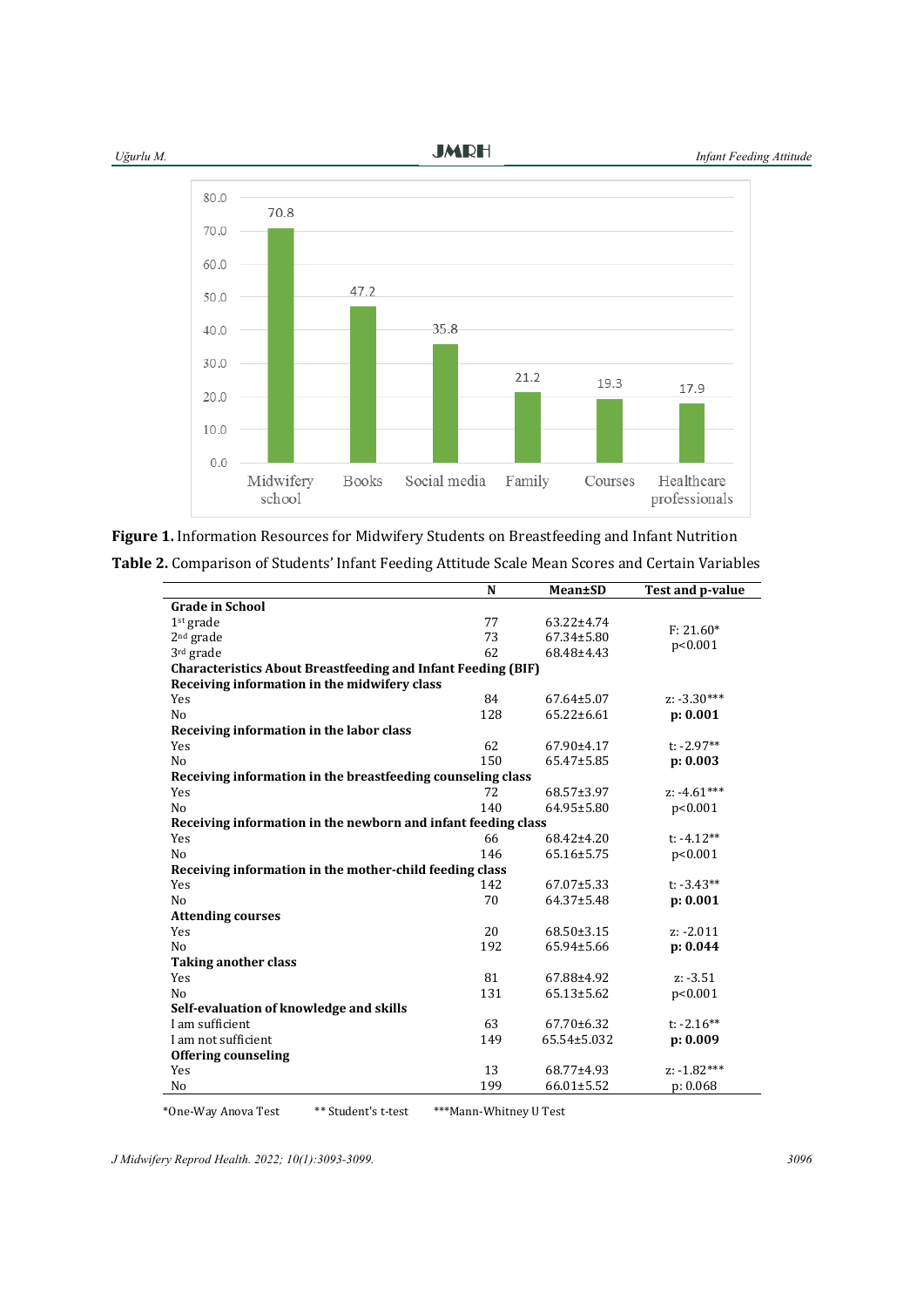**Figure 1.** Information Resources for Midwifery Students on Breastfeeding and Infant Nutrition

**Table 2.** Comparison of Students' Infant Feeding Attitude Scale Mean Scores and Certain Variables

| | N | Mean±SD | Test and p-value |
|---|---|---|---|
| **Grade in School** | | | |
| 1st grade | 77 | 63.22±4.74 | F: 21.60* |
| 2nd grade | 73 | 67.34±5.80 | p<0.001 |
| 3rd grade | 62 | 68.48±4.43 | |
| **Characteristics About Breastfeeding and Infant Feeding (BIF)** | | | |
| **Receiving information in the midwifery class** | | | |
| Yes | 84 | 67.64±5.07 | z: -3.30*** |
| No | 128 | 65.22±6.61 | **p: 0.001** |
| **Receiving information in the labor class** | | | |
| Yes | 62 | 67.90±4.17 | t: -2.97** |
| No | 150 | 65.47±5.85 | **p: 0.003** |
| **Receiving information in the breastfeeding counseling class** | | | |
| Yes | 72 | 68.57±3.97 | z: -4.61*** |
| No | 140 | 64.95±5.80 | p<0.001 |
| **Receiving information in the newborn and infant feeding class** | | | |
| Yes | 66 | 68.42±4.20 | t: -4.12** |
| No | 146 | 65.16±5.75 | p<0.001 |
| **Receiving information in the mother-child feeding class** | | | |
| Yes | 142 | 67.07±5.33 | t: -3.43** |
| No | 70 | 64.37±5.48 | **p: 0.001** |
| **Attending courses** | | | |
| Yes | 20 | 68.50±3.15 | z: -2.011 |
| No | 192 | 65.94±5.66 | **p: 0.044** |
| **Taking another class** | | | |
| Yes | 81 | 67.88±4.92 | z: -3.51 |
| No | 131 | 65.13±5.62 | p<0.001 |
| **Self-evaluation of knowledge and skills** | | | |
| I am sufficient | 63 | 67.70±6.32 | t: -2.16** |
| I am not sufficient | 149 | 65.54±5.032 | **p: 0.009** |
| **Offering counseling** | | | |
| Yes | 13 | 68.77±4.93 | z: -1.82*** |
| No | 199 | 66.01±5.52 | p: 0.068 |

*One-Way Anova Test ** Student's t-test ***Mann-Whitney U Test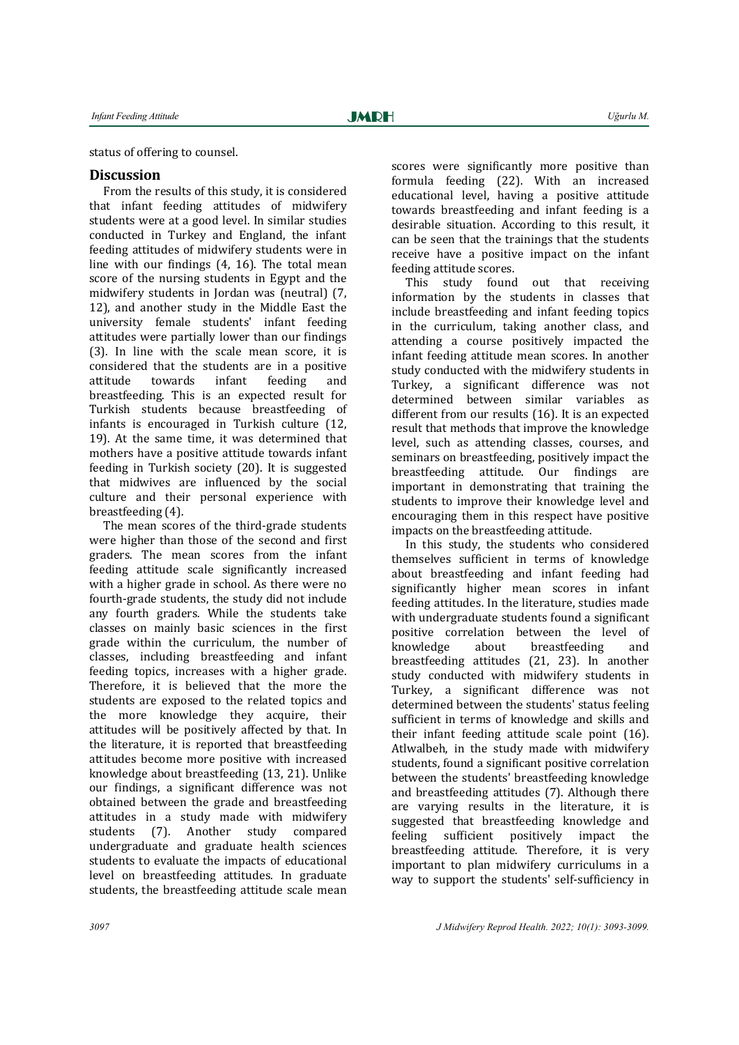status of offering to counsel.

## Discussion

From the results of this study, it is considered that infant feeding attitudes of midwifery students were at a good level. In similar studies conducted in Turkey and England, the infant feeding attitudes of midwifery students were in line with our findings (4, 16). The total mean score of the nursing students in Egypt and the midwifery students in Jordan was (neutral) (7, 12), and another study in the Middle East the university female students' infant feeding attitudes were partially lower than our findings (3). In line with the scale mean score, it is considered that the students are in a positive attitude towards infant feeding and breastfeeding. This is an expected result for Turkish students because breastfeeding of infants is encouraged in Turkish culture (12, 19). At the same time, it was determined that mothers have a positive attitude towards infant feeding in Turkish society (20). It is suggested that midwives are influenced by the social culture and their personal experience with breastfeeding (4).

The mean scores of the third-grade students were higher than those of the second and first graders. The mean scores from the infant feeding attitude scale significantly increased with a higher grade in school. As there were no fourth-grade students, the study did not include any fourth graders. While the students take classes on mainly basic sciences in the first grade within the curriculum, the number of classes, including breastfeeding and infant feeding topics, increases with a higher grade. Therefore, it is believed that the more the students are exposed to the related topics and the more knowledge they acquire, their attitudes will be positively affected by that. In the literature, it is reported that breastfeeding attitudes become more positive with increased knowledge about breastfeeding (13, 21). Unlike our findings, a significant difference was not obtained between the grade and breastfeeding attitudes in a study made with midwifery students (7). Another study compared undergraduate and graduate health sciences students to evaluate the impacts of educational level on breastfeeding attitudes. In graduate students, the breastfeeding attitude scale mean scores were significantly more positive than formula feeding (22). With an increased educational level, having a positive attitude towards breastfeeding and infant feeding is a desirable situation. According to this result, it can be seen that the trainings that the students receive have a positive impact on the infant feeding attitude scores.

This study found out that receiving information by the students in classes that include breastfeeding and infant feeding topics in the curriculum, taking another class, and attending a course positively impacted the infant feeding attitude mean scores. In another study conducted with the midwifery students in Turkey, a significant difference was not determined between similar variables as different from our results (16). It is an expected result that methods that improve the knowledge level, such as attending classes, courses, and seminars on breastfeeding, positively impact the breastfeeding attitude. Our findings are important in demonstrating that training the students to improve their knowledge level and encouraging them in this respect have positive impacts on the breastfeeding attitude.

In this study, the students who considered themselves sufficient in terms of knowledge about breastfeeding and infant feeding had significantly higher mean scores in infant feeding attitudes. In the literature, studies made with undergraduate students found a significant positive correlation between the level of knowledge about breastfeeding and breastfeeding attitudes (21, 23). In another study conducted with midwifery students in Turkey, a significant difference was not determined between the students' status feeling sufficient in terms of knowledge and skills and their infant feeding attitude scale point (16). Atlwalbeh, in the study made with midwifery students, found a significant positive correlation between the students' breastfeeding knowledge and breastfeeding attitudes (7). Although there are varying results in the literature, it is suggested that breastfeeding knowledge and feeling sufficient positively impact the breastfeeding attitude. Therefore, it is very important to plan midwifery curriculums in a way to support the students' self-sufficiency in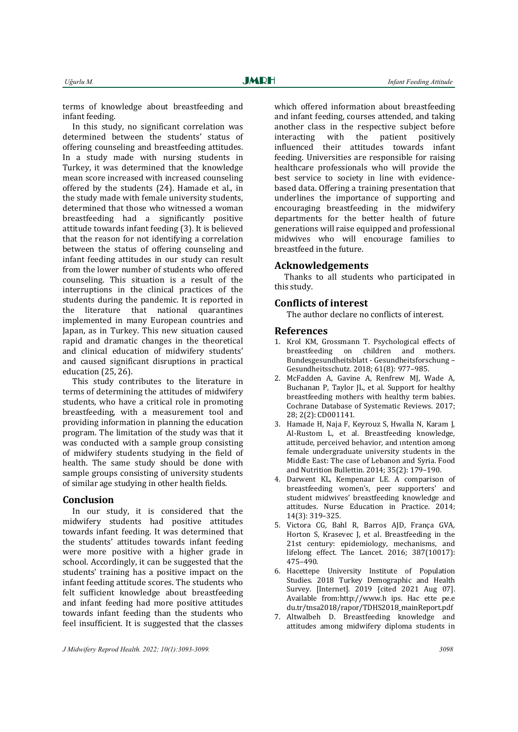terms of knowledge about breastfeeding and infant feeding.

In this study, no significant correlation was determined between the students' status of offering counseling and breastfeeding attitudes. In a study made with nursing students in Turkey, it was determined that the knowledge mean score increased with increased counseling offered by the students (24). Hamade et al., in the study made with female university students, determined that those who witnessed a woman breastfeeding had a significantly positive attitude towards infant feeding (3). It is believed that the reason for not identifying a correlation between the status of offering counseling and infant feeding attitudes in our study can result from the lower number of students who offered counseling. This situation is a result of the interruptions in the clinical practices of the students during the pandemic. It is reported in the literature that national quarantines implemented in many European countries and Japan, as in Turkey. This new situation caused rapid and dramatic changes in the theoretical and clinical education of midwifery students' and caused significant disruptions in practical education (25, 26).

This study contributes to the literature in terms of determining the attitudes of midwifery students, who have a critical role in promoting breastfeeding, with a measurement tool and providing information in planning the education program. The limitation of the study was that it was conducted with a sample group consisting of midwifery students studying in the field of health. The same study should be done with sample groups consisting of university students of similar age studying in other health fields.

## Conclusion

In our study, it is considered that the midwifery students had positive attitudes towards infant feeding. It was determined that the students' attitudes towards infant feeding were more positive with a higher grade in school. Accordingly, it can be suggested that the students' training has a positive impact on the infant feeding attitude scores. The students who felt sufficient knowledge about breastfeeding and infant feeding had more positive attitudes towards infant feeding than the students who feel insufficient. It is suggested that the classes which offered information about breastfeeding and infant feeding, courses attended, and taking another class in the respective subject before interacting with the patient positively influenced their attitudes towards infant feeding. Universities are responsible for raising healthcare professionals who will provide the best service to society in line with evidence-based data. Offering a training presentation that underlines the importance of supporting and encouraging breastfeeding in the midwifery departments for the better health of future generations will raise equipped and professional midwives who will encourage families to breastfeed in the future.

## Acknowledgements

Thanks to all students who participated in this study.

## Conflicts of interest

The author declare no conflicts of interest.

## References

1. Krol KM, Grossmann T. Psychological effects of breastfeeding on children and mothers. Bundesgesundheitsblatt - Gesundheitsforschung – Gesundheitsschutz. 2018; 61(8): 977–985.
2. McFadden A, Gavine A, Renfrew MJ, Wade A, Buchanan P, Taylor JL, et al. Support for healthy breastfeeding mothers with healthy term babies. Cochrane Database of Systematic Reviews. 2017; 28; 2(2): CD001141.
3. Hamade H, Naja F, Keyrouz S, Hwalla N, Karam J, Al-Rustom L, et al. Breastfeeding knowledge, attitude, perceived behavior, and ıntention among female undergraduate university students in the Middle East: The case of Lebanon and Syria. Food and Nutrition Bulletin. 2014; 35(2): 179–190.
4. Darwent KL, Kempenaar LE. A comparison of breastfeeding women's, peer supporters' and student midwives' breastfeeding knowledge and attitudes. Nurse Education in Practice. 2014; 14(3): 319–325.
5. Victora CG, Bahl R, Barros AJD, França GVA, Horton S, Krasevec J, et al. Breastfeeding in the 21st century: epidemiology, mechanisms, and lifelong effect. The Lancet. 2016; 387(10017): 475–490.
6. Hacettepe University Institute of Population Studies. 2018 Turkey Demographic and Health Survey. [Internet]. 2019 [cited 2021 Aug 07]. Available from:http://www.h ips. Hac ette pe.e du.tr/tnsa2018/rapor/TDHS2018_mainReport.pdf
7. Altwalbeh D. Breastfeeding knowledge and attitudes among midwifery diploma students in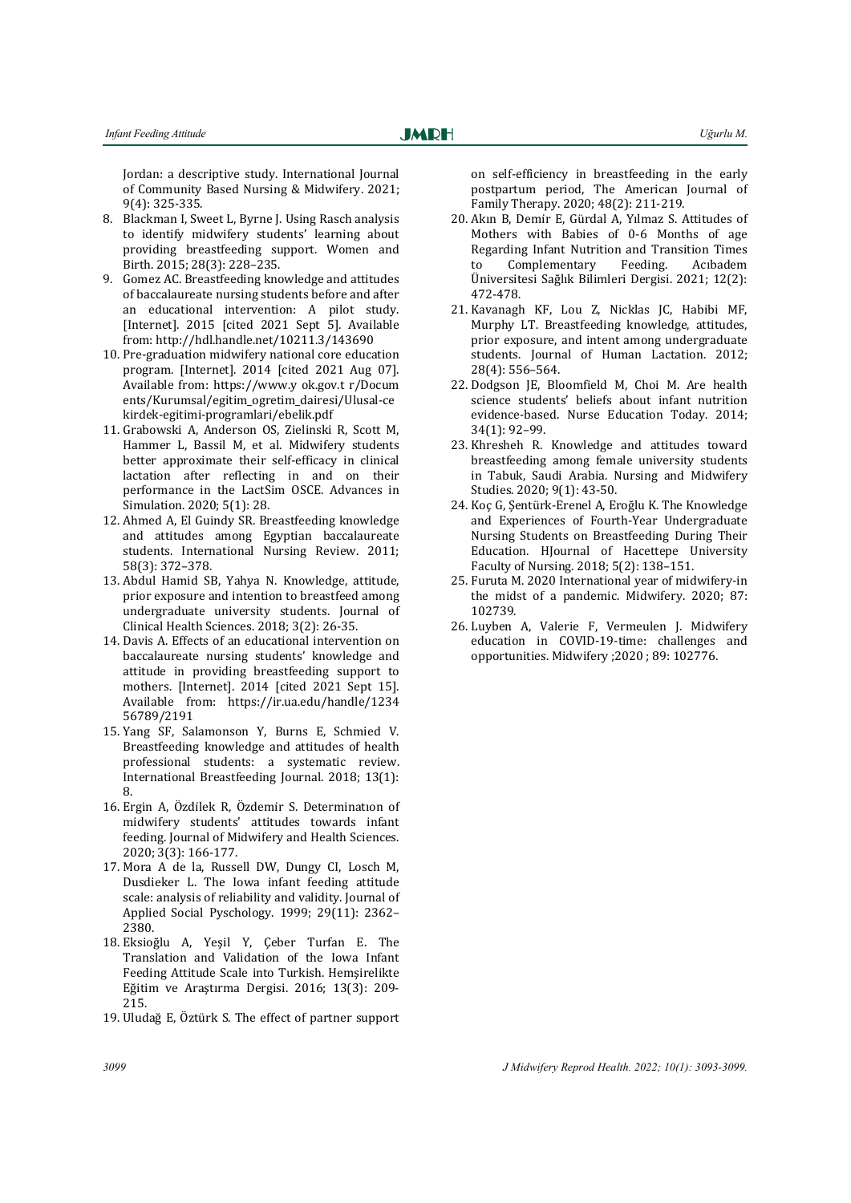Jordan: a descriptive study. International Journal of Community Based Nursing & Midwifery. 2021; 9(4): 325-335.

8. Blackman I, Sweet L, Byrne J. Using Rasch analysis to identify midwifery students' learning about providing breastfeeding support. Women and Birth. 2015; 28(3): 228–235.
9. Gomez AC. Breastfeeding knowledge and attitudes of baccalaureate nursing students before and after an educational intervention: A pilot study. [Internet]. 2015 [cited 2021 Sept 5]. Available from: http://hdl.handle.net/10211.3/143690
10. Pre-graduation midwifery national core education program. [Internet]. 2014 [cited 2021 Aug 07]. Available from: https://www.y ok.gov.t r/Docum ents/Kurumsal/egitim_ogretim_dairesi/Ulusal-ce kirdek-egitimi-programlari/ebelik.pdf
11. Grabowski A, Anderson OS, Zielinski R, Scott M, Hammer L, Bassil M, et al. Midwifery students better approximate their self-efficacy in clinical lactation after reflecting in and on their performance in the LactSim OSCE. Advances in Simulation. 2020; 5(1): 28.
12. Ahmed A, El Guindy SR. Breastfeeding knowledge and attitudes among Egyptian baccalaureate students. International Nursing Review. 2011; 58(3): 372–378.
13. Abdul Hamid SB, Yahya N. Knowledge, attitude, prior exposure and intention to breastfeed among undergraduate university students. Journal of Clinical Health Sciences. 2018; 3(2): 26-35.
14. Davis A. Effects of an educational intervention on baccalaureate nursing students' knowledge and attitude in providing breastfeeding support to mothers. [Internet]. 2014 [cited 2021 Sept 15]. Available from: https://ir.ua.edu/handle/1234 56789/2191
15. Yang SF, Salamonson Y, Burns E, Schmied V. Breastfeeding knowledge and attitudes of health professional students: a systematic review. International Breastfeeding Journal. 2018; 13(1): 8.
16. Ergin A, Özdilek R, Özdemir S. Determinatıon of midwifery students' attitudes towards infant feeding. Journal of Midwifery and Health Sciences. 2020; 3(3): 166-177.
17. Mora A de la, Russell DW, Dungy CI, Losch M, Dusdieker L. The Iowa infant feeding attitude scale: analysis of reliability and validity. Journal of Applied Social Pyschology. 1999; 29(11): 2362–2380.
18. Eksioğlu A, Yeşil Y, Çeber Turfan E. The Translation and Validation of the Iowa Infant Feeding Attitude Scale into Turkish. Hemşirelikte Eğitim ve Araştırma Dergisi. 2016; 13(3): 209-215.
19. Uludağ E, Öztürk S. The effect of partner support on self-efficiency in breastfeeding in the early postpartum period, The American Journal of Family Therapy. 2020; 48(2): 211-219.
20. Akın B, Demir E, Gürdal A, Yılmaz S. Attitudes of Mothers with Babies of 0-6 Months of age Regarding Infant Nutrition and Transition Times to Complementary Feeding. Acıbadem Üniversitesi Sağlık Bilimleri Dergisi. 2021; 12(2): 472-478.
21. Kavanagh KF, Lou Z, Nicklas JC, Habibi MF, Murphy LT. Breastfeeding knowledge, attitudes, prior exposure, and intent among undergraduate students. Journal of Human Lactation. 2012; 28(4): 556–564.
22. Dodgson JE, Bloomfield M, Choi M. Are health science students' beliefs about infant nutrition evidence-based. Nurse Education Today. 2014; 34(1): 92–99.
23. Khresheh R. Knowledge and attitudes toward breastfeeding among female university students in Tabuk, Saudi Arabia. Nursing and Midwifery Studies. 2020; 9(1): 43-50.
24. Koç G, Şentürk-Erenel A, Eroğlu K. The Knowledge and Experiences of Fourth-Year Undergraduate Nursing Students on Breastfeeding During Their Education. HJournal of Hacettepe University Faculty of Nursing. 2018; 5(2): 138–151.
25. Furuta M. 2020 International year of midwifery-in the midst of a pandemic. Midwifery. 2020; 87: 102739.
26. Luyben A, Valerie F, Vermeulen J. Midwifery education in COVID-19-time: challenges and opportunities. Midwifery ;2020 ; 89: 102776.